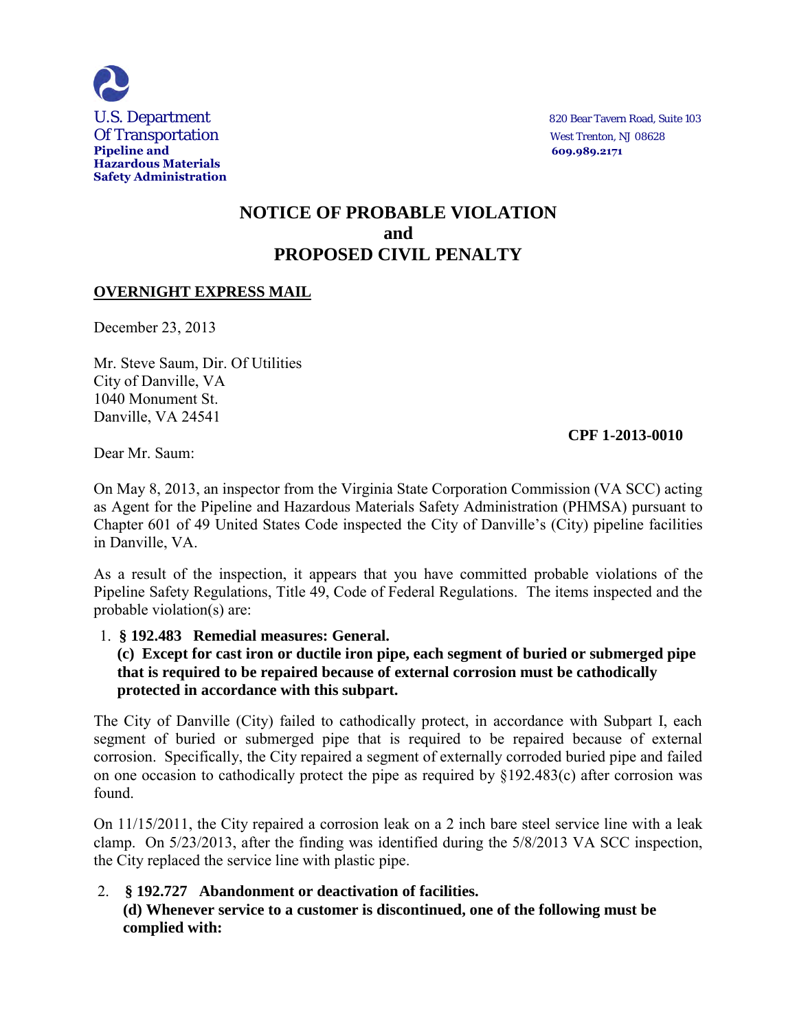U.S. Department
Of Transportation
**Pipeline and Hazardous Materials Safety Administration**

820 Bear Tavern Road, Suite 103
West Trenton, NJ 08628
**609.989.2171**

# NOTICE OF PROBABLE VIOLATION and PROPOSED CIVIL PENALTY

**OVERNIGHT EXPRESS MAIL**

December 23, 2013

Mr. Steve Saum, Dir. Of Utilities
City of Danville, VA
1040 Monument St.
Danville, VA 24541

**CPF 1-2013-0010**

Dear Mr. Saum:

On May 8, 2013, an inspector from the Virginia State Corporation Commission (VA SCC) acting as Agent for the Pipeline and Hazardous Materials Safety Administration (PHMSA) pursuant to Chapter 601 of 49 United States Code inspected the City of Danville's (City) pipeline facilities in Danville, VA.

As a result of the inspection, it appears that you have committed probable violations of the Pipeline Safety Regulations, Title 49, Code of Federal Regulations. The items inspected and the probable violation(s) are:

1. **§ 192.483 Remedial measures: General.**
   **(c) Except for cast iron or ductile iron pipe, each segment of buried or submerged pipe that is required to be repaired because of external corrosion must be cathodically protected in accordance with this subpart.**

The City of Danville (City) failed to cathodically protect, in accordance with Subpart I, each segment of buried or submerged pipe that is required to be repaired because of external corrosion. Specifically, the City repaired a segment of externally corroded buried pipe and failed on one occasion to cathodically protect the pipe as required by §192.483(c) after corrosion was found.

On 11/15/2011, the City repaired a corrosion leak on a 2 inch bare steel service line with a leak clamp. On 5/23/2013, after the finding was identified during the 5/8/2013 VA SCC inspection, the City replaced the service line with plastic pipe.

2. **§ 192.727 Abandonment or deactivation of facilities.**
   **(d) Whenever service to a customer is discontinued, one of the following must be complied with:**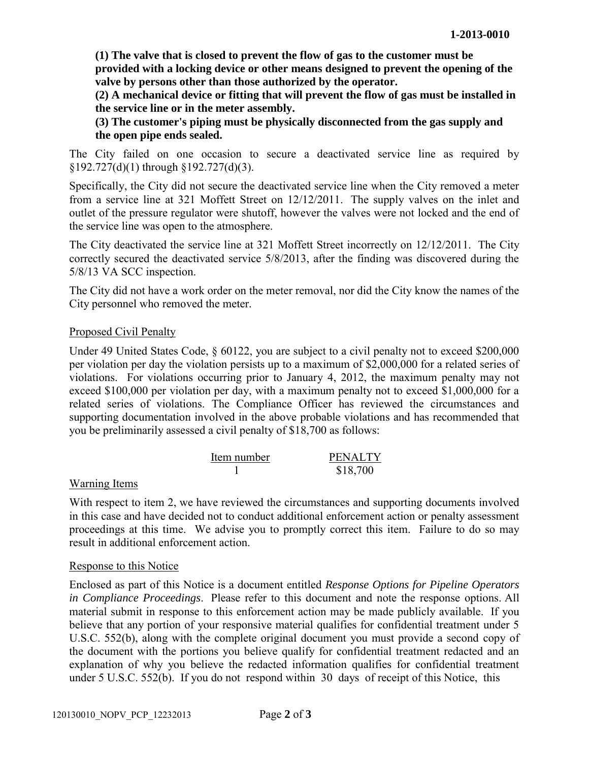**(1) The valve that is closed to prevent the flow of gas to the customer must be provided with a locking device or other means designed to prevent the opening of the valve by persons other than those authorized by the operator.**

**(2) A mechanical device or fitting that will prevent the flow of gas must be installed in the service line or in the meter assembly.**

**(3) The customer's piping must be physically disconnected from the gas supply and the open pipe ends sealed.**

The City failed on one occasion to secure a deactivated service line as required by §192.727(d)(1) through §192.727(d)(3).

Specifically, the City did not secure the deactivated service line when the City removed a meter from a service line at 321 Moffett Street on 12/12/2011. The supply valves on the inlet and outlet of the pressure regulator were shutoff, however the valves were not locked and the end of the service line was open to the atmosphere.

The City deactivated the service line at 321 Moffett Street incorrectly on 12/12/2011. The City correctly secured the deactivated service 5/8/2013, after the finding was discovered during the 5/8/13 VA SCC inspection.

The City did not have a work order on the meter removal, nor did the City know the names of the City personnel who removed the meter.

## Proposed Civil Penalty

Under 49 United States Code, § 60122, you are subject to a civil penalty not to exceed $200,000 per violation per day the violation persists up to a maximum of $2,000,000 for a related series of violations. For violations occurring prior to January 4, 2012, the maximum penalty may not exceed $100,000 per violation per day, with a maximum penalty not to exceed $1,000,000 for a related series of violations. The Compliance Officer has reviewed the circumstances and supporting documentation involved in the above probable violations and has recommended that you be preliminarily assessed a civil penalty of $18,700 as follows:

| Item number | PENALTY |
|---|---|
| 1 | $18,700 |

## Warning Items

With respect to item 2, we have reviewed the circumstances and supporting documents involved in this case and have decided not to conduct additional enforcement action or penalty assessment proceedings at this time. We advise you to promptly correct this item. Failure to do so may result in additional enforcement action.

## Response to this Notice

Enclosed as part of this Notice is a document entitled *Response Options for Pipeline Operators in Compliance Proceedings*. Please refer to this document and note the response options. All material submit in response to this enforcement action may be made publicly available. If you believe that any portion of your responsive material qualifies for confidential treatment under 5 U.S.C. 552(b), along with the complete original document you must provide a second copy of the document with the portions you believe qualify for confidential treatment redacted and an explanation of why you believe the redacted information qualifies for confidential treatment under 5 U.S.C. 552(b). If you do not respond within 30 days of receipt of this Notice, this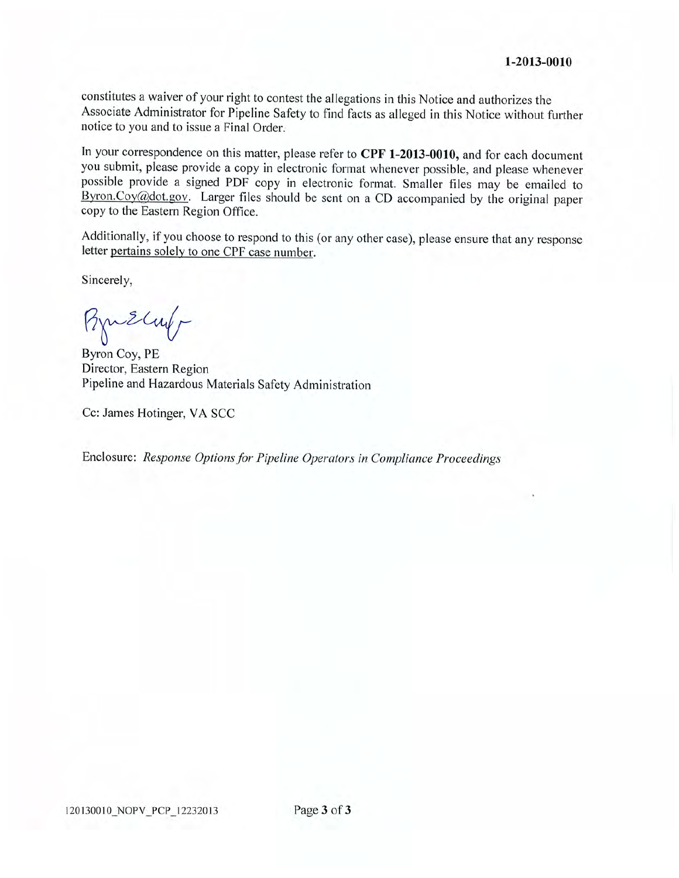constitutes a waiver of your right to contest the allegations in this Notice and authorizes the Associate Administrator for Pipeline Safety to find facts as alleged in this Notice without further notice to you and to issue a Final Order.

In your correspondence on this matter, please refer to **CPF 1-2013-0010,** and for each document you submit, please provide a copy in electronic format whenever possible, and please whenever possible provide a signed PDF copy in electronic format. Smaller files may be emailed to Byron.Coy@dot.gov. Larger files should be sent on a CD accompanied by the original paper copy to the Eastern Region Office.

Additionally, if you choose to respond to this (or any other case), please ensure that any response letter pertains solely to one CPF case number.

Sincerely,

Byron Coy, PE
Director, Eastern Region
Pipeline and Hazardous Materials Safety Administration

Cc: James Hotinger, VA SCC

Enclosure: *Response Options for Pipeline Operators in Compliance Proceedings*